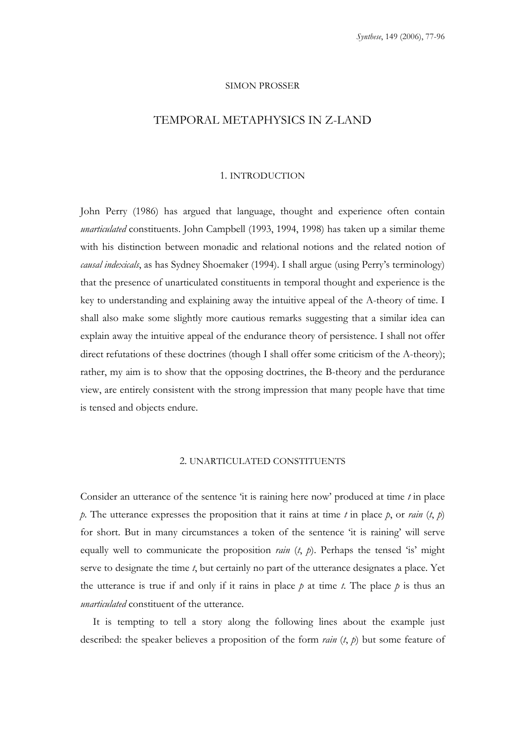SIMON PROSSER

# TEMPORAL METAPHYSICS IN Z-LAND

## 1. INTRODUCTION

John Perry (1986) has argued that language, thought and experience often contain *unarticulated* constituents. John Campbell (1993, 1994, 1998) has taken up a similar theme with his distinction between monadic and relational notions and the related notion of *causal indexicals*, as has Sydney Shoemaker (1994). I shall argue (using Perry's terminology) that the presence of unarticulated constituents in temporal thought and experience is the key to understanding and explaining away the intuitive appeal of the A-theory of time. I shall also make some slightly more cautious remarks suggesting that a similar idea can explain away the intuitive appeal of the endurance theory of persistence. I shall not offer direct refutations of these doctrines (though I shall offer some criticism of the A-theory); rather, my aim is to show that the opposing doctrines, the B-theory and the perdurance view, are entirely consistent with the strong impression that many people have that time is tensed and objects endure.

## 2. UNARTICULATED CONSTITUENTS

Consider an utterance of the sentence 'it is raining here now' produced at time $t$ in place $p$. The utterance expresses the proposition that it rains at time $t$ in place $p$, or *rain* ($t$, $p$) for short. But in many circumstances a token of the sentence 'it is raining' will serve equally well to communicate the proposition *rain* ($t$, $p$). Perhaps the tensed 'is' might serve to designate the time $t$, but certainly no part of the utterance designates a place. Yet the utterance is true if and only if it rains in place $p$ at time $t$. The place $p$ is thus an *unarticulated* constituent of the utterance.

It is tempting to tell a story along the following lines about the example just described: the speaker believes a proposition of the form *rain* ($t$, $p$) but some feature of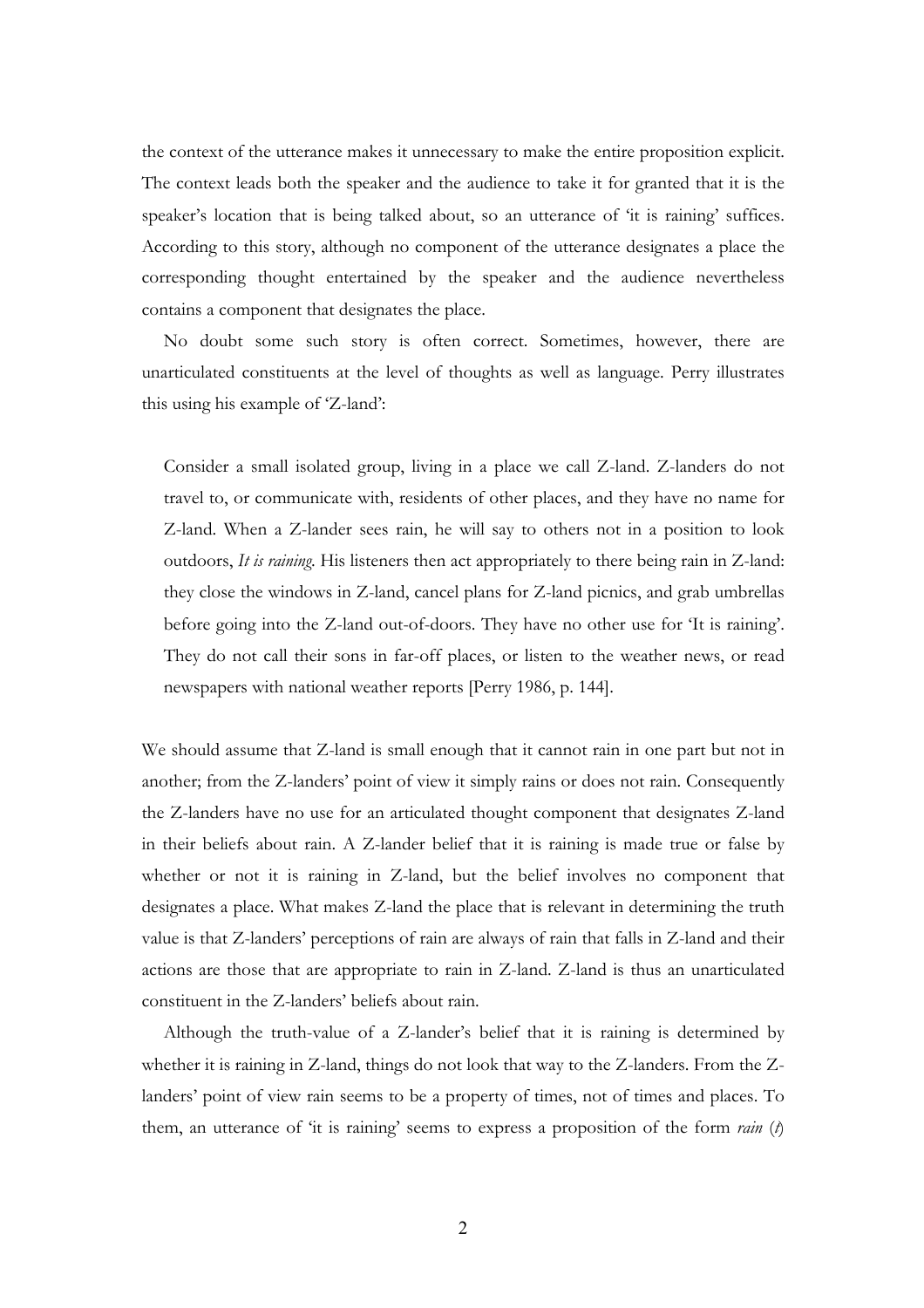the context of the utterance makes it unnecessary to make the entire proposition explicit. The context leads both the speaker and the audience to take it for granted that it is the speaker's location that is being talked about, so an utterance of 'it is raining' suffices. According to this story, although no component of the utterance designates a place the corresponding thought entertained by the speaker and the audience nevertheless contains a component that designates the place.

No doubt some such story is often correct. Sometimes, however, there are unarticulated constituents at the level of thoughts as well as language. Perry illustrates this using his example of 'Z-land':

> Consider a small isolated group, living in a place we call Z-land. Z-landers do not travel to, or communicate with, residents of other places, and they have no name for Z-land. When a Z-lander sees rain, he will say to others not in a position to look outdoors, *It is raining*. His listeners then act appropriately to there being rain in Z-land: they close the windows in Z-land, cancel plans for Z-land picnics, and grab umbrellas before going into the Z-land out-of-doors. They have no other use for 'It is raining'. They do not call their sons in far-off places, or listen to the weather news, or read newspapers with national weather reports [Perry 1986, p. 144].

We should assume that Z-land is small enough that it cannot rain in one part but not in another; from the Z-landers' point of view it simply rains or does not rain. Consequently the Z-landers have no use for an articulated thought component that designates Z-land in their beliefs about rain. A Z-lander belief that it is raining is made true or false by whether or not it is raining in Z-land, but the belief involves no component that designates a place. What makes Z-land the place that is relevant in determining the truth value is that Z-landers' perceptions of rain are always of rain that falls in Z-land and their actions are those that are appropriate to rain in Z-land. Z-land is thus an unarticulated constituent in the Z-landers' beliefs about rain.

Although the truth-value of a Z-lander's belief that it is raining is determined by whether it is raining in Z-land, things do not look that way to the Z-landers. From the Z-landers' point of view rain seems to be a property of times, not of times and places. To them, an utterance of 'it is raining' seems to express a proposition of the form *rain* (*t*)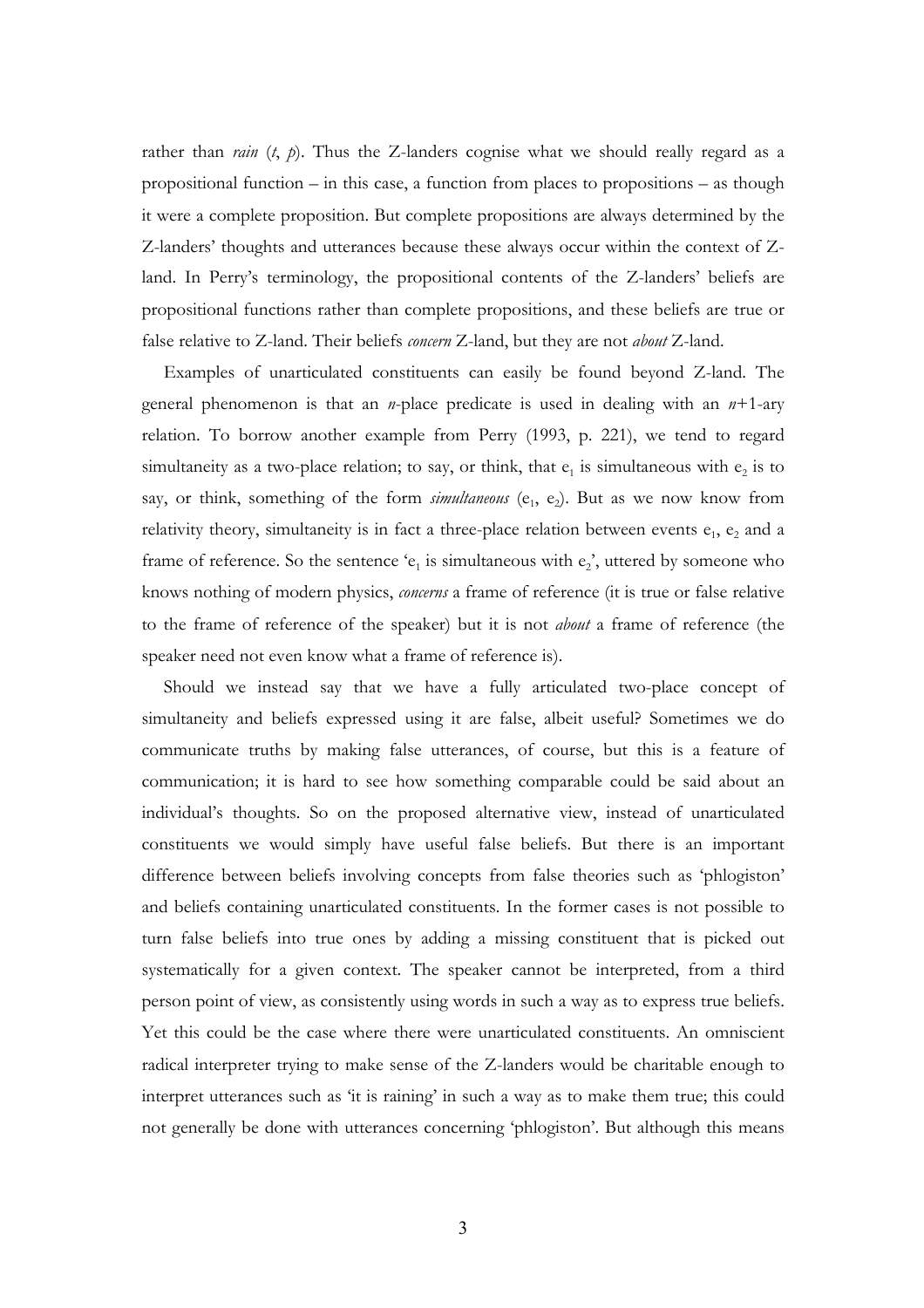rather than *rain* ($t$, $p$). Thus the Z-landers cognise what we should really regard as a propositional function – in this case, a function from places to propositions – as though it were a complete proposition. But complete propositions are always determined by the Z-landers' thoughts and utterances because these always occur within the context of Z-land. In Perry's terminology, the propositional contents of the Z-landers' beliefs are propositional functions rather than complete propositions, and these beliefs are true or false relative to Z-land. Their beliefs *concern* Z-land, but they are not *about* Z-land.

Examples of unarticulated constituents can easily be found beyond Z-land. The general phenomenon is that an $n$-place predicate is used in dealing with an $n$+1-ary relation. To borrow another example from Perry (1993, p. 221), we tend to regard simultaneity as a two-place relation; to say, or think, that $e_1$ is simultaneous with $e_2$ is to say, or think, something of the form *simultaneous* ($e_1$, $e_2$). But as we now know from relativity theory, simultaneity is in fact a three-place relation between events $e_1$, $e_2$ and a frame of reference. So the sentence '$e_1$ is simultaneous with $e_2$', uttered by someone who knows nothing of modern physics, *concerns* a frame of reference (it is true or false relative to the frame of reference of the speaker) but it is not *about* a frame of reference (the speaker need not even know what a frame of reference is).

Should we instead say that we have a fully articulated two-place concept of simultaneity and beliefs expressed using it are false, albeit useful? Sometimes we do communicate truths by making false utterances, of course, but this is a feature of communication; it is hard to see how something comparable could be said about an individual's thoughts. So on the proposed alternative view, instead of unarticulated constituents we would simply have useful false beliefs. But there is an important difference between beliefs involving concepts from false theories such as 'phlogiston' and beliefs containing unarticulated constituents. In the former cases is not possible to turn false beliefs into true ones by adding a missing constituent that is picked out systematically for a given context. The speaker cannot be interpreted, from a third person point of view, as consistently using words in such a way as to express true beliefs. Yet this could be the case where there were unarticulated constituents. An omniscient radical interpreter trying to make sense of the Z-landers would be charitable enough to interpret utterances such as 'it is raining' in such a way as to make them true; this could not generally be done with utterances concerning 'phlogiston'. But although this means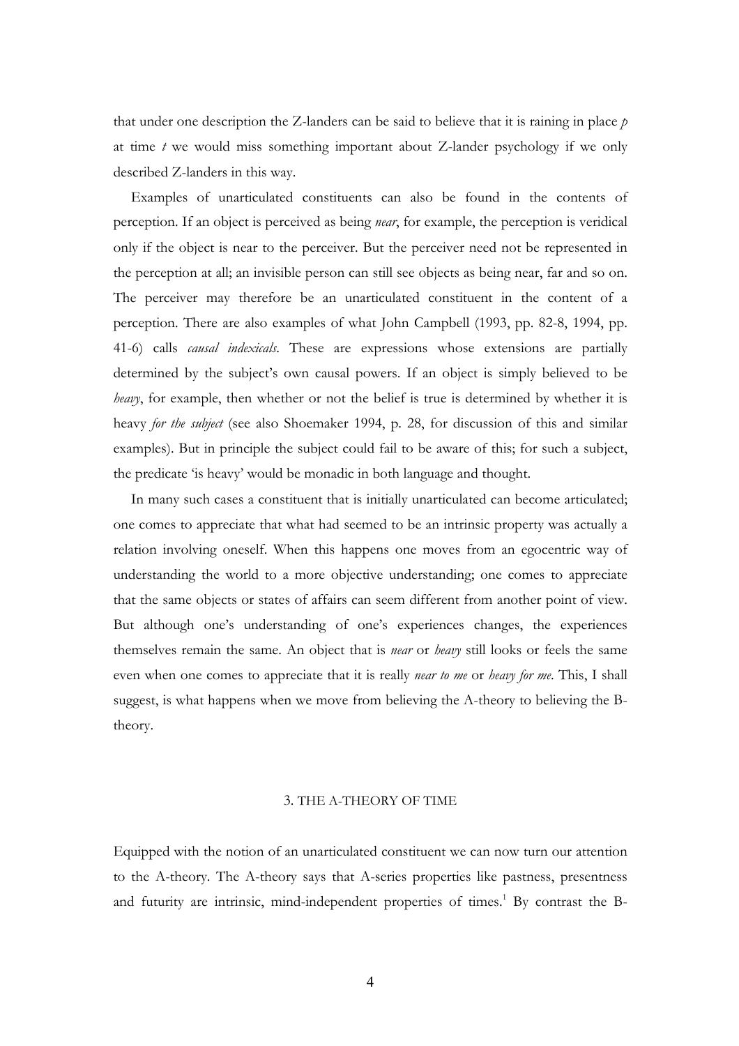that under one description the Z-landers can be said to believe that it is raining in place *p* at time *t* we would miss something important about Z-lander psychology if we only described Z-landers in this way.

Examples of unarticulated constituents can also be found in the contents of perception. If an object is perceived as being *near*, for example, the perception is veridical only if the object is near to the perceiver. But the perceiver need not be represented in the perception at all; an invisible person can still see objects as being near, far and so on. The perceiver may therefore be an unarticulated constituent in the content of a perception. There are also examples of what John Campbell (1993, pp. 82-8, 1994, pp. 41-6) calls *causal indexicals*. These are expressions whose extensions are partially determined by the subject's own causal powers. If an object is simply believed to be *heavy*, for example, then whether or not the belief is true is determined by whether it is heavy *for the subject* (see also Shoemaker 1994, p. 28, for discussion of this and similar examples). But in principle the subject could fail to be aware of this; for such a subject, the predicate 'is heavy' would be monadic in both language and thought.

In many such cases a constituent that is initially unarticulated can become articulated; one comes to appreciate that what had seemed to be an intrinsic property was actually a relation involving oneself. When this happens one moves from an egocentric way of understanding the world to a more objective understanding; one comes to appreciate that the same objects or states of affairs can seem different from another point of view. But although one's understanding of one's experiences changes, the experiences themselves remain the same. An object that is *near* or *heavy* still looks or feels the same even when one comes to appreciate that it is really *near to me* or *heavy for me*. This, I shall suggest, is what happens when we move from believing the A-theory to believing the B-theory.

## 3. THE A-THEORY OF TIME

Equipped with the notion of an unarticulated constituent we can now turn our attention to the A-theory. The A-theory says that A-series properties like pastness, presentness and futurity are intrinsic, mind-independent properties of times.[1] By contrast the B-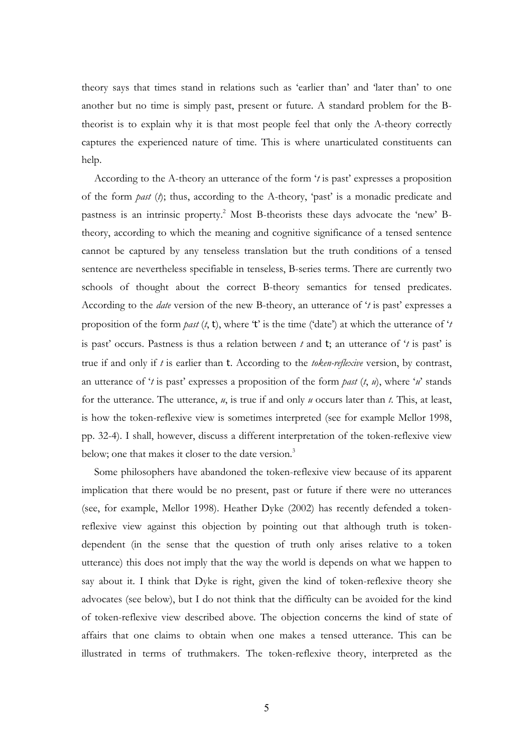theory says that times stand in relations such as 'earlier than' and 'later than' to one another but no time is simply past, present or future. A standard problem for the B-theorist is to explain why it is that most people feel that only the A-theory correctly captures the experienced nature of time. This is where unarticulated constituents can help.

According to the A-theory an utterance of the form '*t* is past' expresses a proposition of the form *past* (*t*); thus, according to the A-theory, 'past' is a monadic predicate and pastness is an intrinsic property.[2] Most B-theorists these days advocate the 'new' B-theory, according to which the meaning and cognitive significance of a tensed sentence cannot be captured by any tenseless translation but the truth conditions of a tensed sentence are nevertheless specifiable in tenseless, B-series terms. There are currently two schools of thought about the correct B-theory semantics for tensed predicates. According to the *date* version of the new B-theory, an utterance of '*t* is past' expresses a proposition of the form *past* (*t*, t), where 't' is the time ('date') at which the utterance of '*t* is past' occurs. Pastness is thus a relation between *t* and t; an utterance of '*t* is past' is true if and only if *t* is earlier than t. According to the *token-reflexive* version, by contrast, an utterance of '*t* is past' expresses a proposition of the form *past* (*t*, *u*), where '*u*' stands for the utterance. The utterance, *u*, is true if and only *u* occurs later than *t*. This, at least, is how the token-reflexive view is sometimes interpreted (see for example Mellor 1998, pp. 32-4). I shall, however, discuss a different interpretation of the token-reflexive view below; one that makes it closer to the date version.[3]

Some philosophers have abandoned the token-reflexive view because of its apparent implication that there would be no present, past or future if there were no utterances (see, for example, Mellor 1998). Heather Dyke (2002) has recently defended a token-reflexive view against this objection by pointing out that although truth is token-dependent (in the sense that the question of truth only arises relative to a token utterance) this does not imply that the way the world is depends on what we happen to say about it. I think that Dyke is right, given the kind of token-reflexive theory she advocates (see below), but I do not think that the difficulty can be avoided for the kind of token-reflexive view described above. The objection concerns the kind of state of affairs that one claims to obtain when one makes a tensed utterance. This can be illustrated in terms of truthmakers. The token-reflexive theory, interpreted as the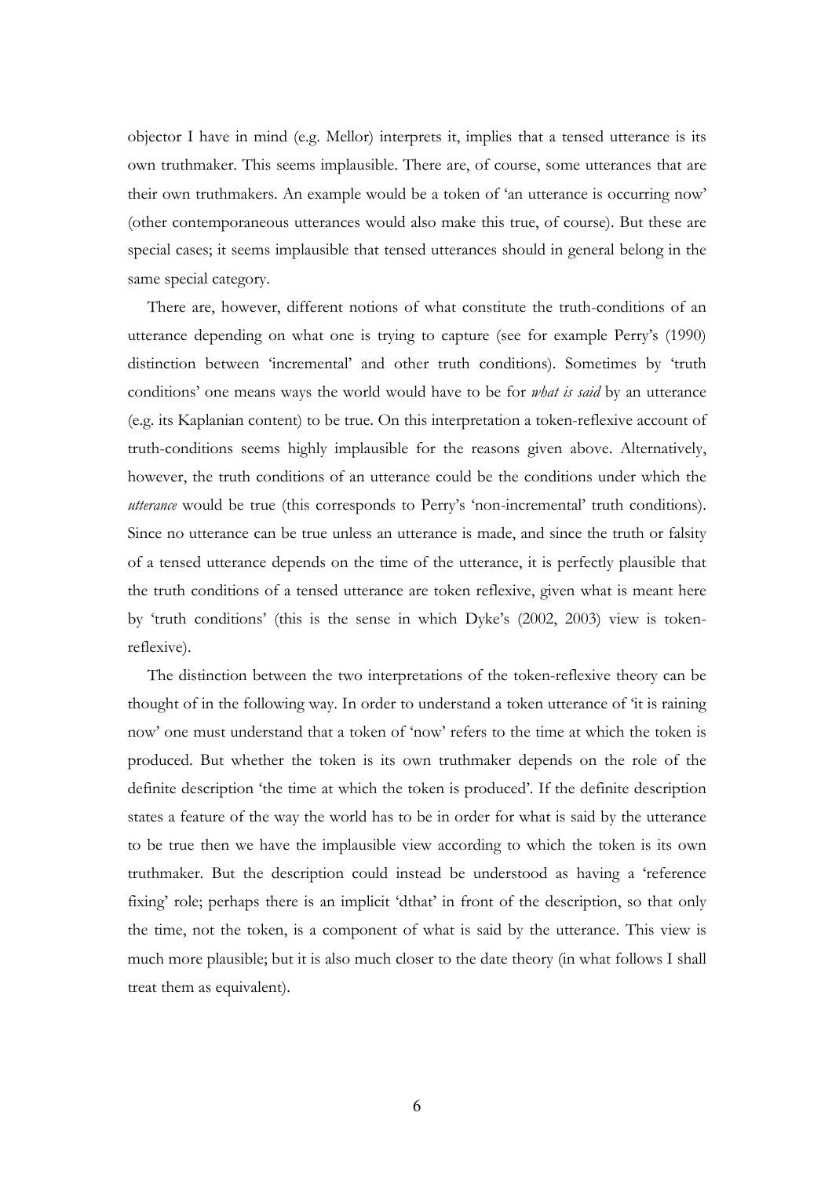objector I have in mind (e.g. Mellor) interprets it, implies that a tensed utterance is its own truthmaker. This seems implausible. There are, of course, some utterances that are their own truthmakers. An example would be a token of 'an utterance is occurring now' (other contemporaneous utterances would also make this true, of course). But these are special cases; it seems implausible that tensed utterances should in general belong in the same special category.

There are, however, different notions of what constitute the truth-conditions of an utterance depending on what one is trying to capture (see for example Perry's (1990) distinction between 'incremental' and other truth conditions). Sometimes by 'truth conditions' one means ways the world would have to be for *what is said* by an utterance (e.g. its Kaplanian content) to be true. On this interpretation a token-reflexive account of truth-conditions seems highly implausible for the reasons given above. Alternatively, however, the truth conditions of an utterance could be the conditions under which the *utterance* would be true (this corresponds to Perry's 'non-incremental' truth conditions). Since no utterance can be true unless an utterance is made, and since the truth or falsity of a tensed utterance depends on the time of the utterance, it is perfectly plausible that the truth conditions of a tensed utterance are token reflexive, given what is meant here by 'truth conditions' (this is the sense in which Dyke's (2002, 2003) view is token-reflexive).

The distinction between the two interpretations of the token-reflexive theory can be thought of in the following way. In order to understand a token utterance of 'it is raining now' one must understand that a token of 'now' refers to the time at which the token is produced. But whether the token is its own truthmaker depends on the role of the definite description 'the time at which the token is produced'. If the definite description states a feature of the way the world has to be in order for what is said by the utterance to be true then we have the implausible view according to which the token is its own truthmaker. But the description could instead be understood as having a 'reference fixing' role; perhaps there is an implicit 'dthat' in front of the description, so that only the time, not the token, is a component of what is said by the utterance. This view is much more plausible; but it is also much closer to the date theory (in what follows I shall treat them as equivalent).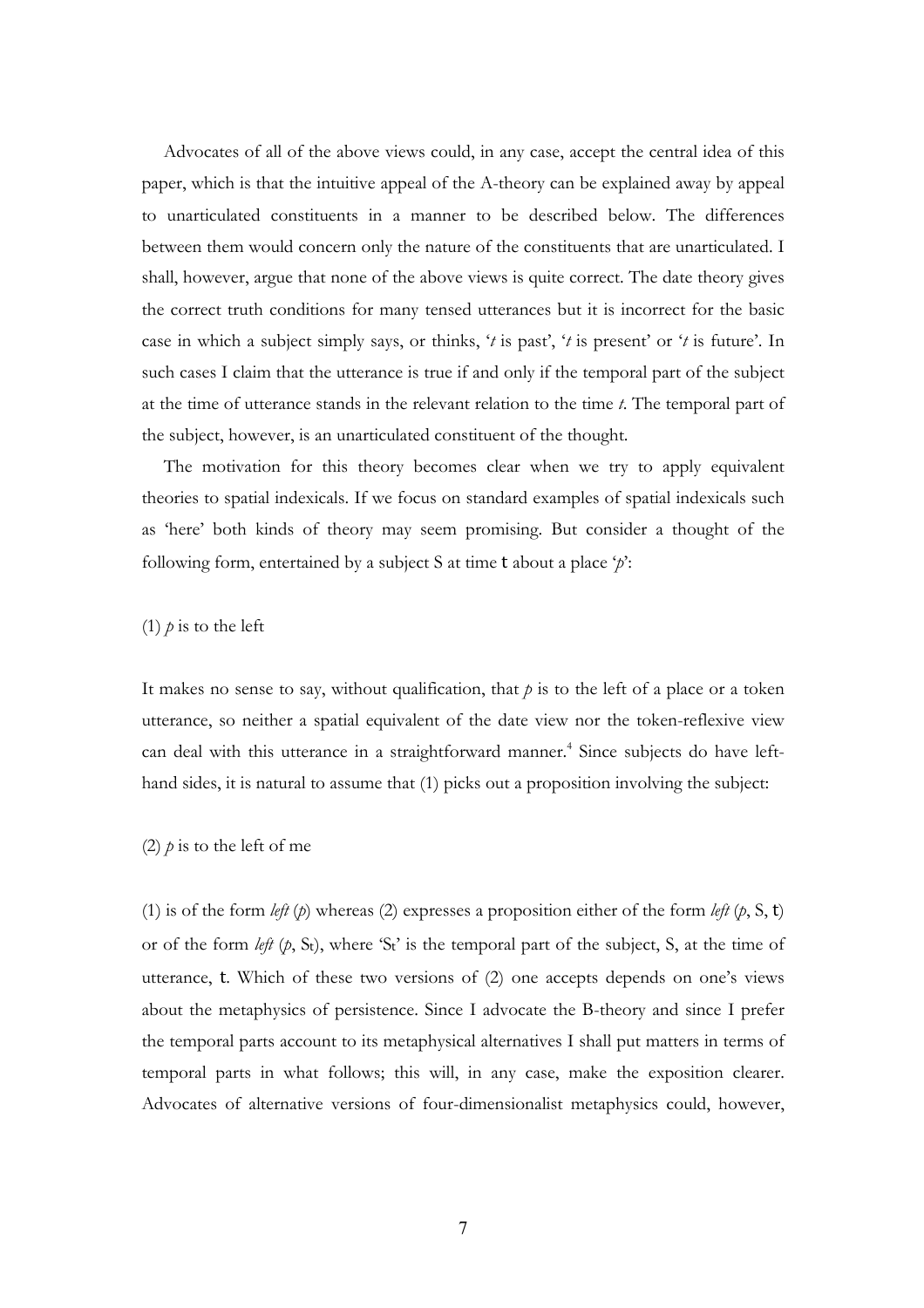Advocates of all of the above views could, in any case, accept the central idea of this paper, which is that the intuitive appeal of the A-theory can be explained away by appeal to unarticulated constituents in a manner to be described below. The differences between them would concern only the nature of the constituents that are unarticulated. I shall, however, argue that none of the above views is quite correct. The date theory gives the correct truth conditions for many tensed utterances but it is incorrect for the basic case in which a subject simply says, or thinks, '*t* is past', '*t* is present' or '*t* is future'. In such cases I claim that the utterance is true if and only if the temporal part of the subject at the time of utterance stands in the relevant relation to the time *t*. The temporal part of the subject, however, is an unarticulated constituent of the thought.

The motivation for this theory becomes clear when we try to apply equivalent theories to spatial indexicals. If we focus on standard examples of spatial indexicals such as 'here' both kinds of theory may seem promising. But consider a thought of the following form, entertained by a subject S at time t about a place '*p*':

(1) *p* is to the left

It makes no sense to say, without qualification, that *p* is to the left of a place or a token utterance, so neither a spatial equivalent of the date view nor the token-reflexive view can deal with this utterance in a straightforward manner.[4] Since subjects do have left-hand sides, it is natural to assume that (1) picks out a proposition involving the subject:

(2) *p* is to the left of me

(1) is of the form *left* (*p*) whereas (2) expresses a proposition either of the form *left* (*p*, S, t) or of the form *left* (*p*, $S_t$), where '$S_t$' is the temporal part of the subject, S, at the time of utterance, t. Which of these two versions of (2) one accepts depends on one's views about the metaphysics of persistence. Since I advocate the B-theory and since I prefer the temporal parts account to its metaphysical alternatives I shall put matters in terms of temporal parts in what follows; this will, in any case, make the exposition clearer. Advocates of alternative versions of four-dimensionalist metaphysics could, however,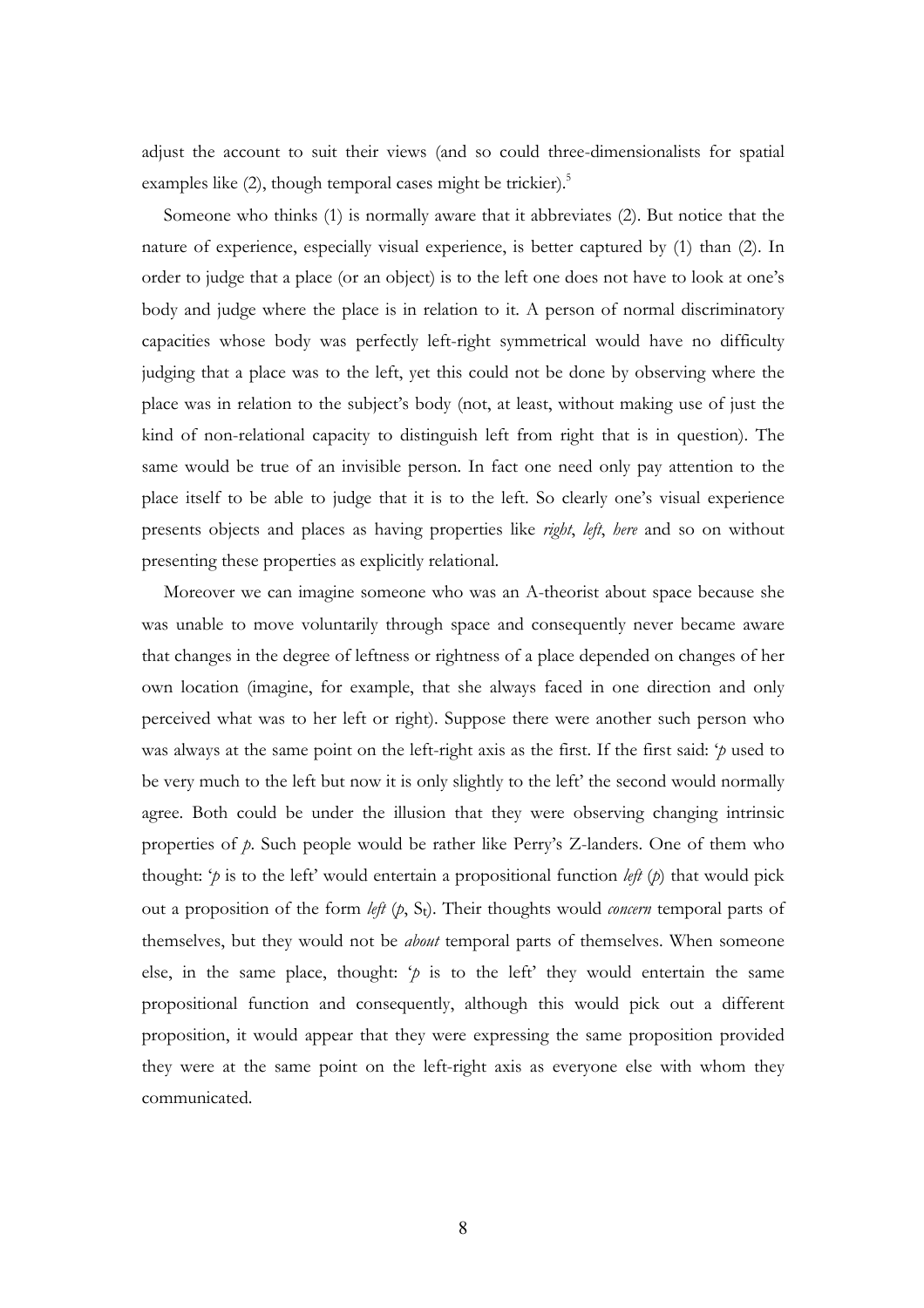adjust the account to suit their views (and so could three-dimensionalists for spatial examples like (2), though temporal cases might be trickier).[5]

Someone who thinks (1) is normally aware that it abbreviates (2). But notice that the nature of experience, especially visual experience, is better captured by (1) than (2). In order to judge that a place (or an object) is to the left one does not have to look at one's body and judge where the place is in relation to it. A person of normal discriminatory capacities whose body was perfectly left-right symmetrical would have no difficulty judging that a place was to the left, yet this could not be done by observing where the place was in relation to the subject's body (not, at least, without making use of just the kind of non-relational capacity to distinguish left from right that is in question). The same would be true of an invisible person. In fact one need only pay attention to the place itself to be able to judge that it is to the left. So clearly one's visual experience presents objects and places as having properties like *right*, *left*, *here* and so on without presenting these properties as explicitly relational.

Moreover we can imagine someone who was an A-theorist about space because she was unable to move voluntarily through space and consequently never became aware that changes in the degree of leftness or rightness of a place depended on changes of her own location (imagine, for example, that she always faced in one direction and only perceived what was to her left or right). Suppose there were another such person who was always at the same point on the left-right axis as the first. If the first said: '*p* used to be very much to the left but now it is only slightly to the left' the second would normally agree. Both could be under the illusion that they were observing changing intrinsic properties of *p*. Such people would be rather like Perry's Z-landers. One of them who thought: '*p* is to the left' would entertain a propositional function *left* (*p*) that would pick out a proposition of the form *left* (*p*, $S_t$). Their thoughts would *concern* temporal parts of themselves, but they would not be *about* temporal parts of themselves. When someone else, in the same place, thought: '*p* is to the left' they would entertain the same propositional function and consequently, although this would pick out a different proposition, it would appear that they were expressing the same proposition provided they were at the same point on the left-right axis as everyone else with whom they communicated.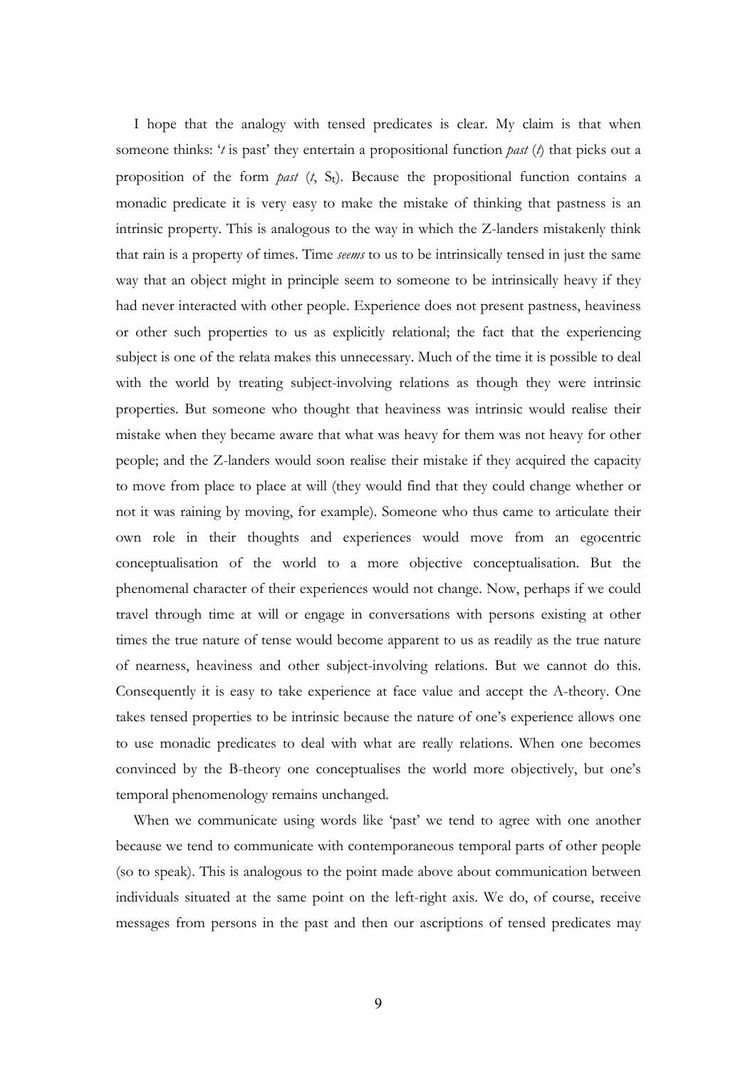I hope that the analogy with tensed predicates is clear. My claim is that when someone thinks: '*t* is past' they entertain a propositional function *past* (*t*) that picks out a proposition of the form *past* (*t*, $S_t$). Because the propositional function contains a monadic predicate it is very easy to make the mistake of thinking that pastness is an intrinsic property. This is analogous to the way in which the Z-landers mistakenly think that rain is a property of times. Time *seems* to us to be intrinsically tensed in just the same way that an object might in principle seem to someone to be intrinsically heavy if they had never interacted with other people. Experience does not present pastness, heaviness or other such properties to us as explicitly relational; the fact that the experiencing subject is one of the relata makes this unnecessary. Much of the time it is possible to deal with the world by treating subject-involving relations as though they were intrinsic properties. But someone who thought that heaviness was intrinsic would realise their mistake when they became aware that what was heavy for them was not heavy for other people; and the Z-landers would soon realise their mistake if they acquired the capacity to move from place to place at will (they would find that they could change whether or not it was raining by moving, for example). Someone who thus came to articulate their own role in their thoughts and experiences would move from an egocentric conceptualisation of the world to a more objective conceptualisation. But the phenomenal character of their experiences would not change. Now, perhaps if we could travel through time at will or engage in conversations with persons existing at other times the true nature of tense would become apparent to us as readily as the true nature of nearness, heaviness and other subject-involving relations. But we cannot do this. Consequently it is easy to take experience at face value and accept the A-theory. One takes tensed properties to be intrinsic because the nature of one's experience allows one to use monadic predicates to deal with what are really relations. When one becomes convinced by the B-theory one conceptualises the world more objectively, but one's temporal phenomenology remains unchanged.

When we communicate using words like 'past' we tend to agree with one another because we tend to communicate with contemporaneous temporal parts of other people (so to speak). This is analogous to the point made above about communication between individuals situated at the same point on the left-right axis. We do, of course, receive messages from persons in the past and then our ascriptions of tensed predicates may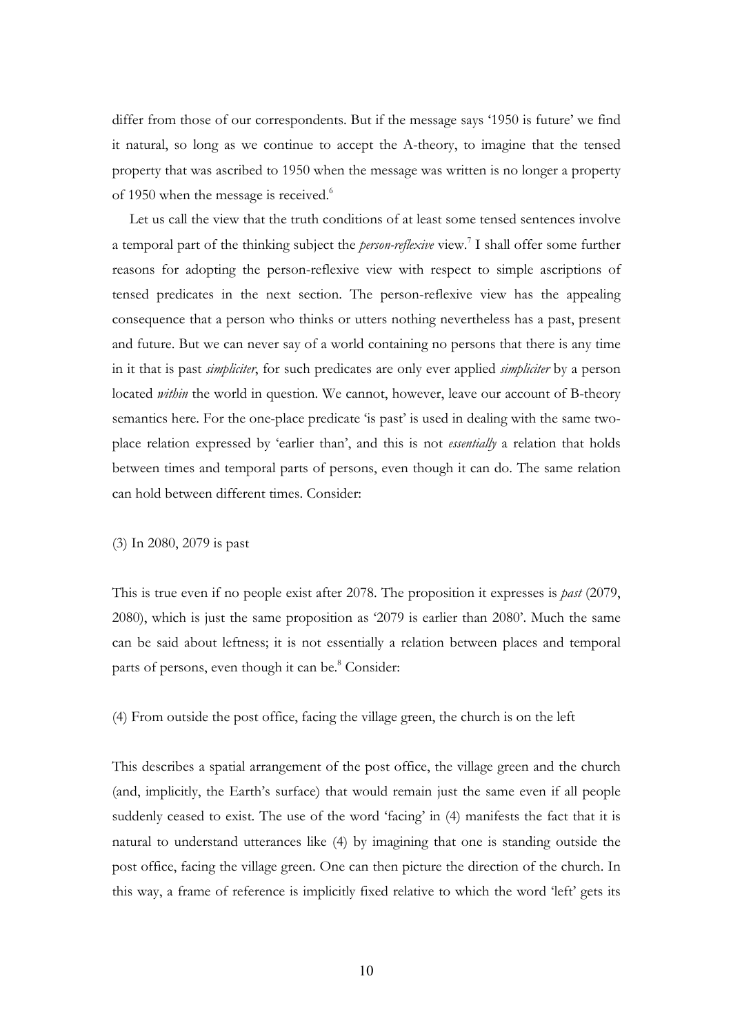differ from those of our correspondents. But if the message says '1950 is future' we find it natural, so long as we continue to accept the A-theory, to imagine that the tensed property that was ascribed to 1950 when the message was written is no longer a property of 1950 when the message is received.[6]

Let us call the view that the truth conditions of at least some tensed sentences involve a temporal part of the thinking subject the *person-reflexive* view.[7] I shall offer some further reasons for adopting the person-reflexive view with respect to simple ascriptions of tensed predicates in the next section. The person-reflexive view has the appealing consequence that a person who thinks or utters nothing nevertheless has a past, present and future. But we can never say of a world containing no persons that there is any time in it that is past *simpliciter*, for such predicates are only ever applied *simpliciter* by a person located *within* the world in question. We cannot, however, leave our account of B-theory semantics here. For the one-place predicate 'is past' is used in dealing with the same two-place relation expressed by 'earlier than', and this is not *essentially* a relation that holds between times and temporal parts of persons, even though it can do. The same relation can hold between different times. Consider:

(3) In 2080, 2079 is past

This is true even if no people exist after 2078. The proposition it expresses is *past* (2079, 2080), which is just the same proposition as '2079 is earlier than 2080'. Much the same can be said about leftness; it is not essentially a relation between places and temporal parts of persons, even though it can be.[8] Consider:

(4) From outside the post office, facing the village green, the church is on the left

This describes a spatial arrangement of the post office, the village green and the church (and, implicitly, the Earth's surface) that would remain just the same even if all people suddenly ceased to exist. The use of the word 'facing' in (4) manifests the fact that it is natural to understand utterances like (4) by imagining that one is standing outside the post office, facing the village green. One can then picture the direction of the church. In this way, a frame of reference is implicitly fixed relative to which the word 'left' gets its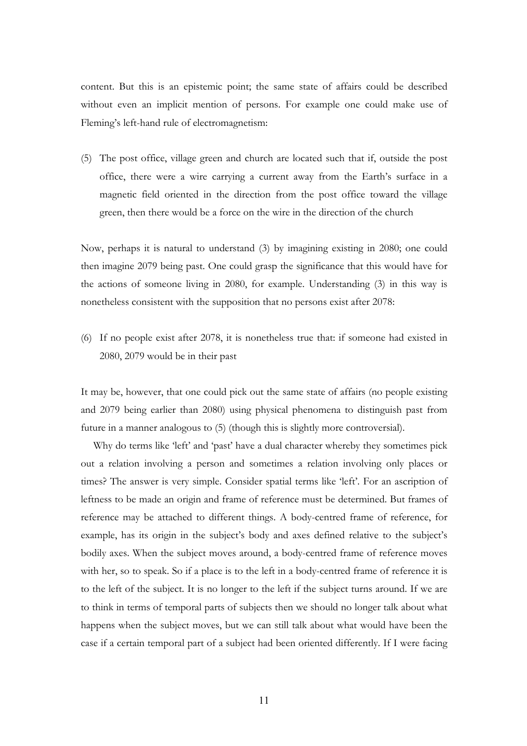content. But this is an epistemic point; the same state of affairs could be described without even an implicit mention of persons. For example one could make use of Fleming's left-hand rule of electromagnetism:

(5) The post office, village green and church are located such that if, outside the post office, there were a wire carrying a current away from the Earth's surface in a magnetic field oriented in the direction from the post office toward the village green, then there would be a force on the wire in the direction of the church

Now, perhaps it is natural to understand (3) by imagining existing in 2080; one could then imagine 2079 being past. One could grasp the significance that this would have for the actions of someone living in 2080, for example. Understanding (3) in this way is nonetheless consistent with the supposition that no persons exist after 2078:

(6) If no people exist after 2078, it is nonetheless true that: if someone had existed in 2080, 2079 would be in their past

It may be, however, that one could pick out the same state of affairs (no people existing and 2079 being earlier than 2080) using physical phenomena to distinguish past from future in a manner analogous to (5) (though this is slightly more controversial).

Why do terms like 'left' and 'past' have a dual character whereby they sometimes pick out a relation involving a person and sometimes a relation involving only places or times? The answer is very simple. Consider spatial terms like 'left'. For an ascription of leftness to be made an origin and frame of reference must be determined. But frames of reference may be attached to different things. A body-centred frame of reference, for example, has its origin in the subject's body and axes defined relative to the subject's bodily axes. When the subject moves around, a body-centred frame of reference moves with her, so to speak. So if a place is to the left in a body-centred frame of reference it is to the left of the subject. It is no longer to the left if the subject turns around. If we are to think in terms of temporal parts of subjects then we should no longer talk about what happens when the subject moves, but we can still talk about what would have been the case if a certain temporal part of a subject had been oriented differently. If I were facing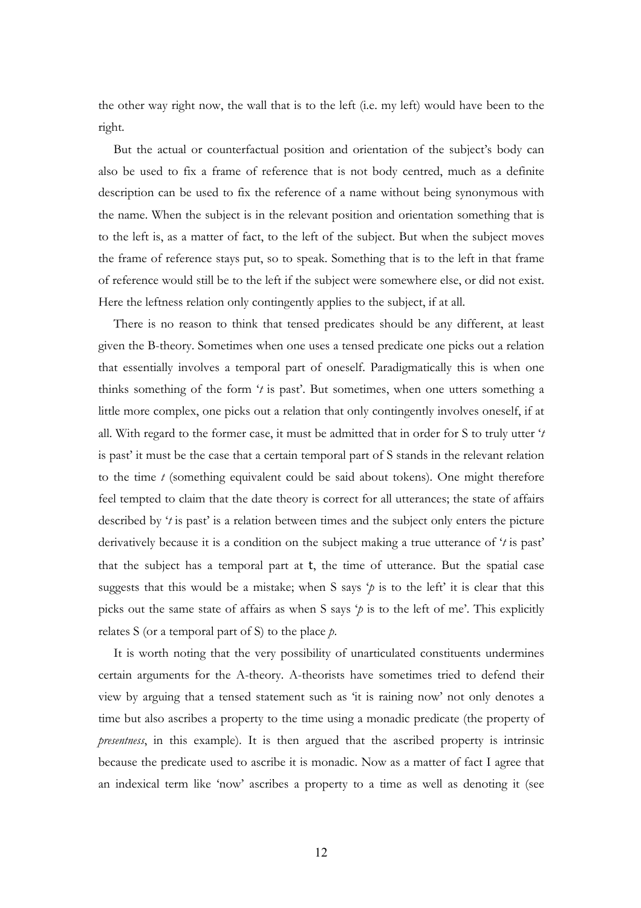the other way right now, the wall that is to the left (i.e. my left) would have been to the right.

But the actual or counterfactual position and orientation of the subject's body can also be used to fix a frame of reference that is not body centred, much as a definite description can be used to fix the reference of a name without being synonymous with the name. When the subject is in the relevant position and orientation something that is to the left is, as a matter of fact, to the left of the subject. But when the subject moves the frame of reference stays put, so to speak. Something that is to the left in that frame of reference would still be to the left if the subject were somewhere else, or did not exist. Here the leftness relation only contingently applies to the subject, if at all.

There is no reason to think that tensed predicates should be any different, at least given the B-theory. Sometimes when one uses a tensed predicate one picks out a relation that essentially involves a temporal part of oneself. Paradigmatically this is when one thinks something of the form '*t* is past'. But sometimes, when one utters something a little more complex, one picks out a relation that only contingently involves oneself, if at all. With regard to the former case, it must be admitted that in order for S to truly utter '*t* is past' it must be the case that a certain temporal part of S stands in the relevant relation to the time *t* (something equivalent could be said about tokens). One might therefore feel tempted to claim that the date theory is correct for all utterances; the state of affairs described by '*t* is past' is a relation between times and the subject only enters the picture derivatively because it is a condition on the subject making a true utterance of '*t* is past' that the subject has a temporal part at t, the time of utterance. But the spatial case suggests that this would be a mistake; when S says '*p* is to the left' it is clear that this picks out the same state of affairs as when S says '*p* is to the left of me'. This explicitly relates S (or a temporal part of S) to the place *p*.

It is worth noting that the very possibility of unarticulated constituents undermines certain arguments for the A-theory. A-theorists have sometimes tried to defend their view by arguing that a tensed statement such as 'it is raining now' not only denotes a time but also ascribes a property to the time using a monadic predicate (the property of *presentness*, in this example). It is then argued that the ascribed property is intrinsic because the predicate used to ascribe it is monadic. Now as a matter of fact I agree that an indexical term like 'now' ascribes a property to a time as well as denoting it (see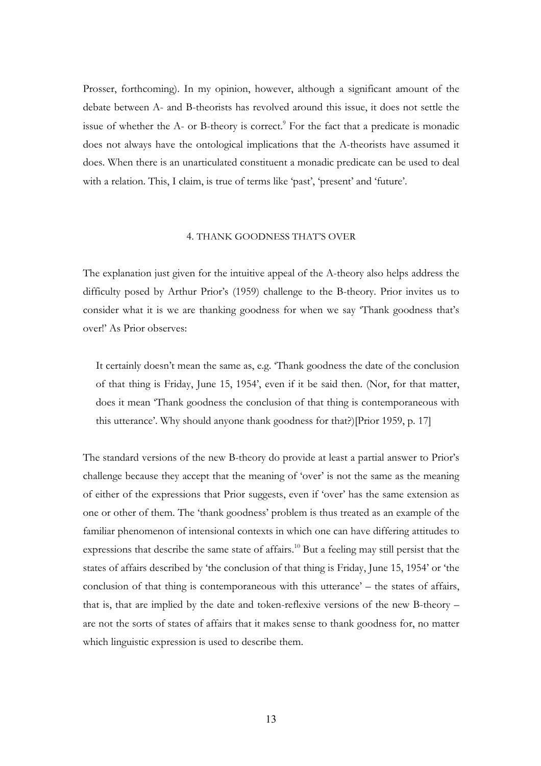Prosser, forthcoming). In my opinion, however, although a significant amount of the debate between A- and B-theorists has revolved around this issue, it does not settle the issue of whether the A- or B-theory is correct.[9] For the fact that a predicate is monadic does not always have the ontological implications that the A-theorists have assumed it does. When there is an unarticulated constituent a monadic predicate can be used to deal with a relation. This, I claim, is true of terms like 'past', 'present' and 'future'.

## 4. THANK GOODNESS THAT'S OVER

The explanation just given for the intuitive appeal of the A-theory also helps address the difficulty posed by Arthur Prior's (1959) challenge to the B-theory. Prior invites us to consider what it is we are thanking goodness for when we say 'Thank goodness that's over!' As Prior observes:

> It certainly doesn't mean the same as, e.g. 'Thank goodness the date of the conclusion of that thing is Friday, June 15, 1954', even if it be said then. (Nor, for that matter, does it mean 'Thank goodness the conclusion of that thing is contemporaneous with this utterance'. Why should anyone thank goodness for that?)[Prior 1959, p. 17]

The standard versions of the new B-theory do provide at least a partial answer to Prior's challenge because they accept that the meaning of 'over' is not the same as the meaning of either of the expressions that Prior suggests, even if 'over' has the same extension as one or other of them. The 'thank goodness' problem is thus treated as an example of the familiar phenomenon of intensional contexts in which one can have differing attitudes to expressions that describe the same state of affairs.[10] But a feeling may still persist that the states of affairs described by 'the conclusion of that thing is Friday, June 15, 1954' or 'the conclusion of that thing is contemporaneous with this utterance' – the states of affairs, that is, that are implied by the date and token-reflexive versions of the new B-theory – are not the sorts of states of affairs that it makes sense to thank goodness for, no matter which linguistic expression is used to describe them.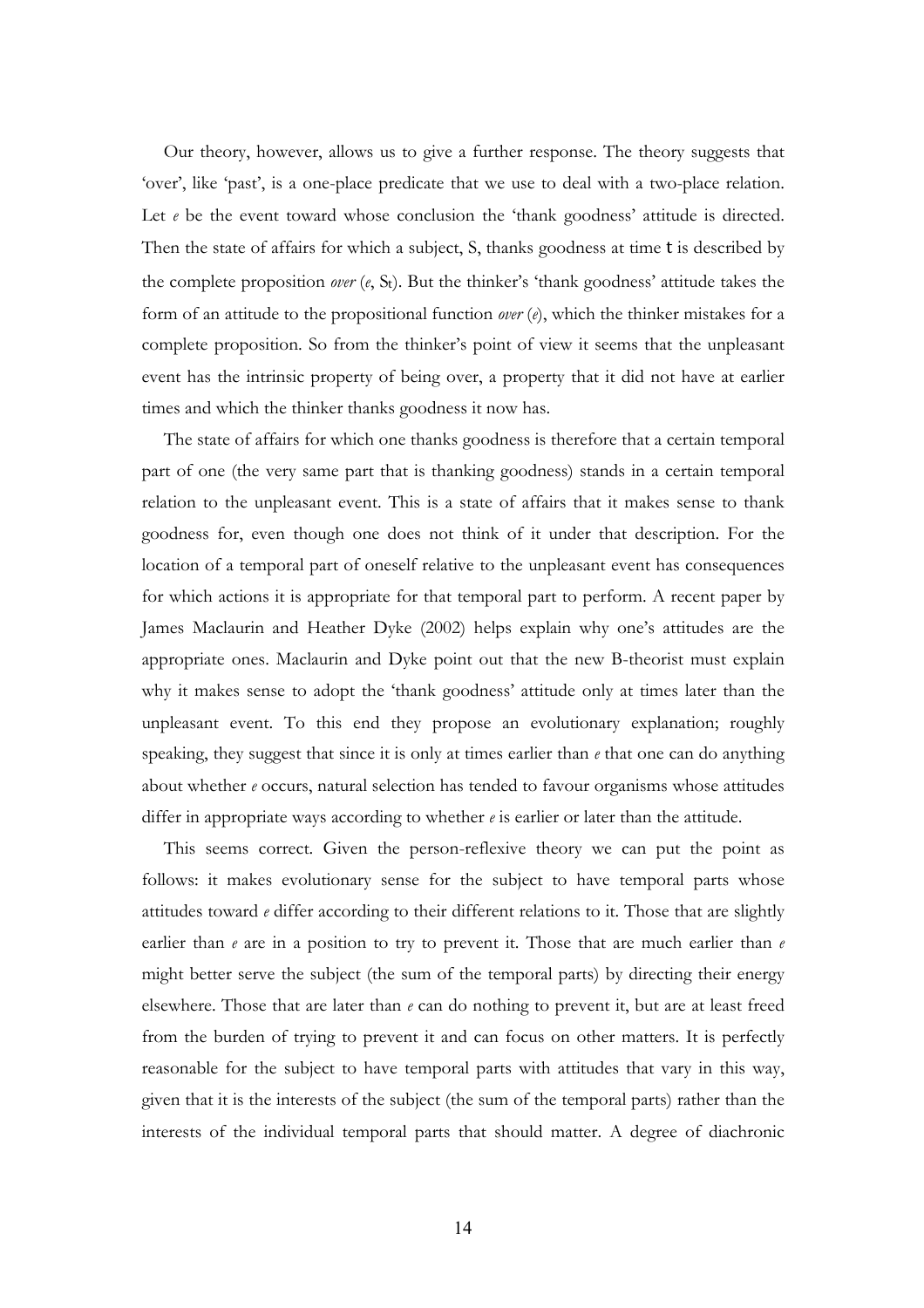Our theory, however, allows us to give a further response. The theory suggests that 'over', like 'past', is a one-place predicate that we use to deal with a two-place relation. Let *e* be the event toward whose conclusion the 'thank goodness' attitude is directed. Then the state of affairs for which a subject, S, thanks goodness at time t is described by the complete proposition *over* ($e$, $S_t$). But the thinker's 'thank goodness' attitude takes the form of an attitude to the propositional function *over* ($e$), which the thinker mistakes for a complete proposition. So from the thinker's point of view it seems that the unpleasant event has the intrinsic property of being over, a property that it did not have at earlier times and which the thinker thanks goodness it now has.

The state of affairs for which one thanks goodness is therefore that a certain temporal part of one (the very same part that is thanking goodness) stands in a certain temporal relation to the unpleasant event. This is a state of affairs that it makes sense to thank goodness for, even though one does not think of it under that description. For the location of a temporal part of oneself relative to the unpleasant event has consequences for which actions it is appropriate for that temporal part to perform. A recent paper by James Maclaurin and Heather Dyke (2002) helps explain why one's attitudes are the appropriate ones. Maclaurin and Dyke point out that the new B-theorist must explain why it makes sense to adopt the 'thank goodness' attitude only at times later than the unpleasant event. To this end they propose an evolutionary explanation; roughly speaking, they suggest that since it is only at times earlier than *e* that one can do anything about whether *e* occurs, natural selection has tended to favour organisms whose attitudes differ in appropriate ways according to whether *e* is earlier or later than the attitude.

This seems correct. Given the person-reflexive theory we can put the point as follows: it makes evolutionary sense for the subject to have temporal parts whose attitudes toward *e* differ according to their different relations to it. Those that are slightly earlier than *e* are in a position to try to prevent it. Those that are much earlier than *e* might better serve the subject (the sum of the temporal parts) by directing their energy elsewhere. Those that are later than *e* can do nothing to prevent it, but are at least freed from the burden of trying to prevent it and can focus on other matters. It is perfectly reasonable for the subject to have temporal parts with attitudes that vary in this way, given that it is the interests of the subject (the sum of the temporal parts) rather than the interests of the individual temporal parts that should matter. A degree of diachronic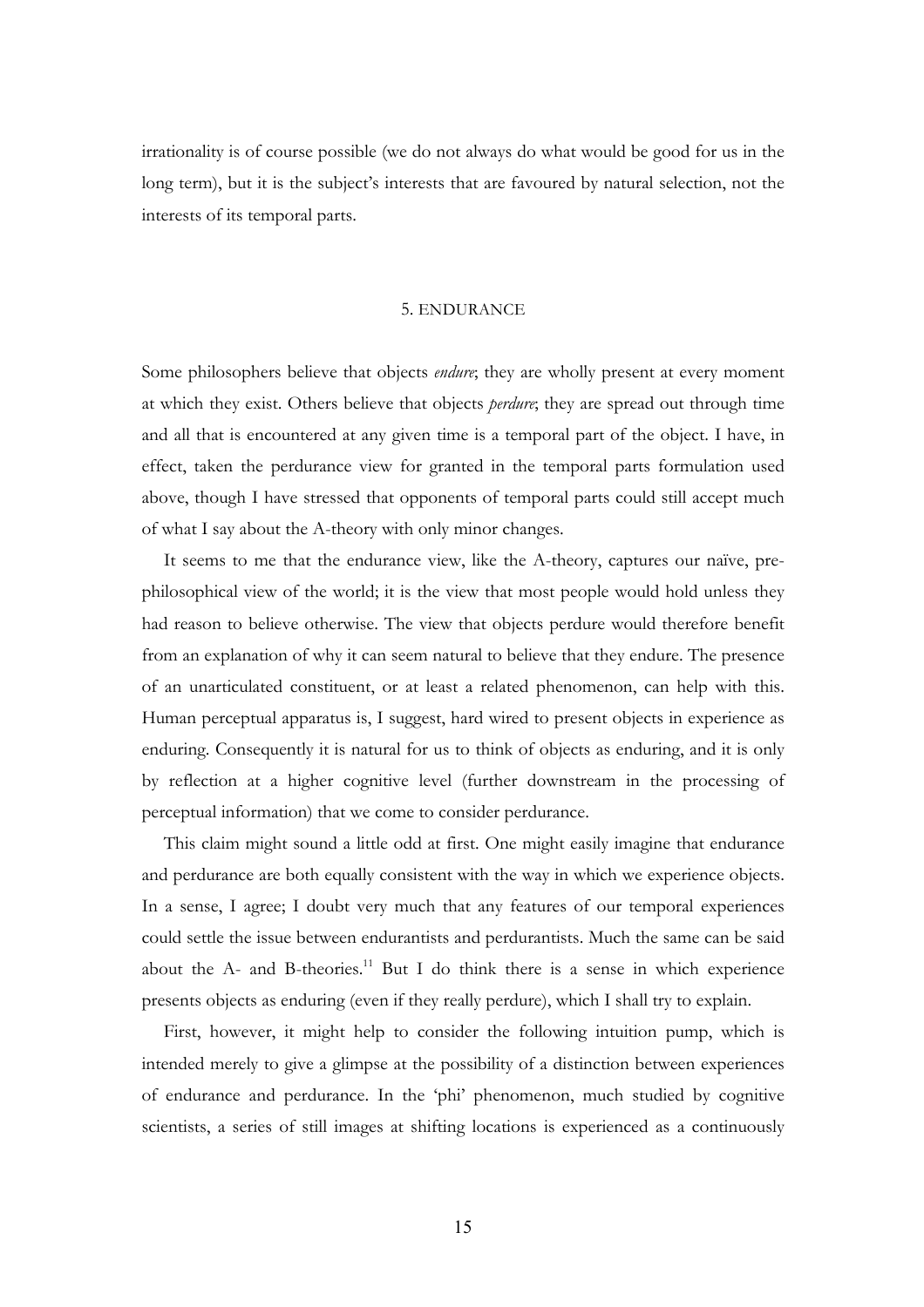irrationality is of course possible (we do not always do what would be good for us in the long term), but it is the subject's interests that are favoured by natural selection, not the interests of its temporal parts.

## 5. ENDURANCE

Some philosophers believe that objects *endure*; they are wholly present at every moment at which they exist. Others believe that objects *perdure*; they are spread out through time and all that is encountered at any given time is a temporal part of the object. I have, in effect, taken the perdurance view for granted in the temporal parts formulation used above, though I have stressed that opponents of temporal parts could still accept much of what I say about the A-theory with only minor changes.

It seems to me that the endurance view, like the A-theory, captures our naïve, pre-philosophical view of the world; it is the view that most people would hold unless they had reason to believe otherwise. The view that objects perdure would therefore benefit from an explanation of why it can seem natural to believe that they endure. The presence of an unarticulated constituent, or at least a related phenomenon, can help with this. Human perceptual apparatus is, I suggest, hard wired to present objects in experience as enduring. Consequently it is natural for us to think of objects as enduring, and it is only by reflection at a higher cognitive level (further downstream in the processing of perceptual information) that we come to consider perdurance.

This claim might sound a little odd at first. One might easily imagine that endurance and perdurance are both equally consistent with the way in which we experience objects. In a sense, I agree; I doubt very much that any features of our temporal experiences could settle the issue between endurantists and perdurantists. Much the same can be said about the A- and B-theories.[11] But I do think there is a sense in which experience presents objects as enduring (even if they really perdure), which I shall try to explain.

First, however, it might help to consider the following intuition pump, which is intended merely to give a glimpse at the possibility of a distinction between experiences of endurance and perdurance. In the 'phi' phenomenon, much studied by cognitive scientists, a series of still images at shifting locations is experienced as a continuously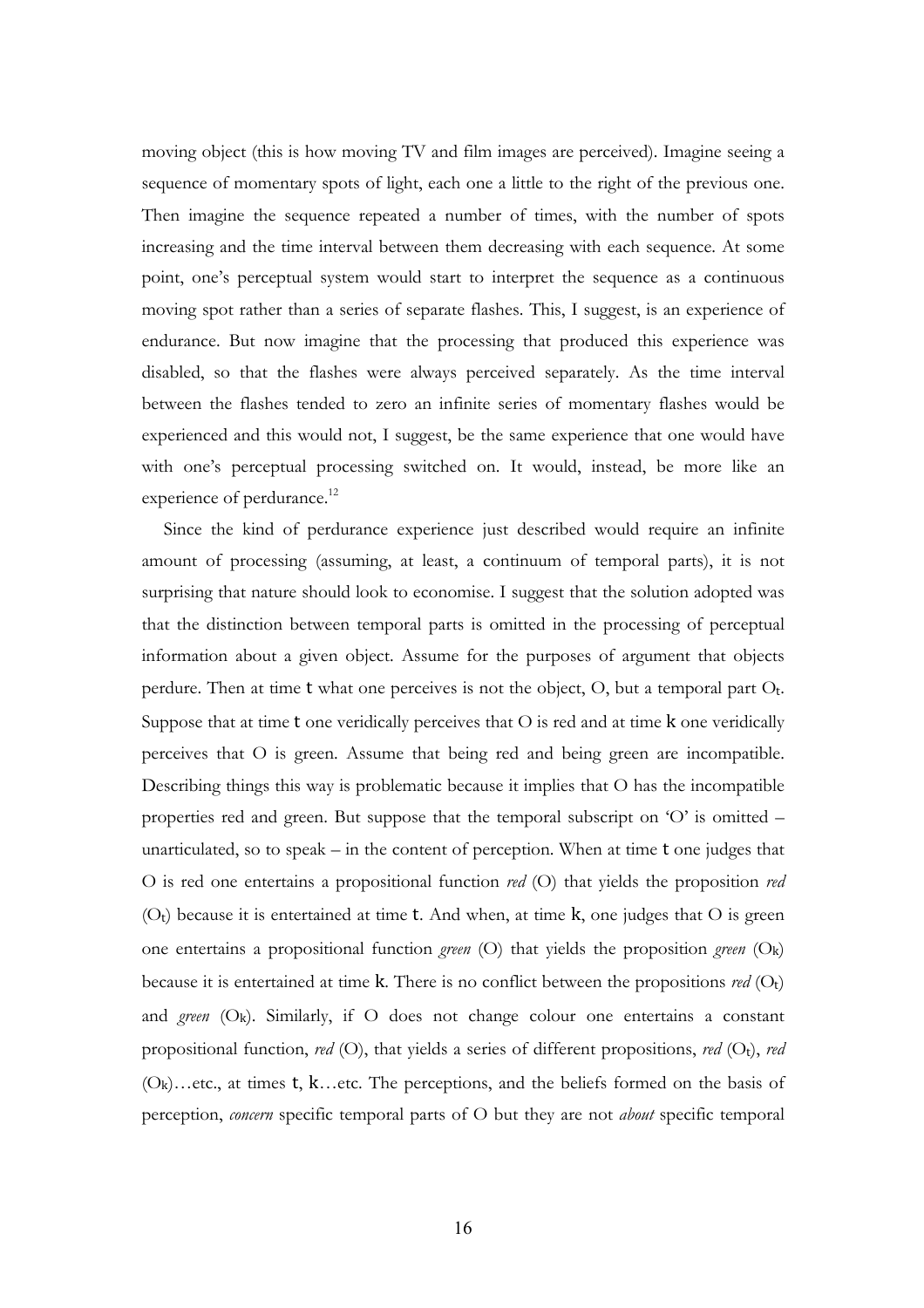moving object (this is how moving TV and film images are perceived). Imagine seeing a sequence of momentary spots of light, each one a little to the right of the previous one. Then imagine the sequence repeated a number of times, with the number of spots increasing and the time interval between them decreasing with each sequence. At some point, one's perceptual system would start to interpret the sequence as a continuous moving spot rather than a series of separate flashes. This, I suggest, is an experience of endurance. But now imagine that the processing that produced this experience was disabled, so that the flashes were always perceived separately. As the time interval between the flashes tended to zero an infinite series of momentary flashes would be experienced and this would not, I suggest, be the same experience that one would have with one's perceptual processing switched on. It would, instead, be more like an experience of perdurance.[12]

Since the kind of perdurance experience just described would require an infinite amount of processing (assuming, at least, a continuum of temporal parts), it is not surprising that nature should look to economise. I suggest that the solution adopted was that the distinction between temporal parts is omitted in the processing of perceptual information about a given object. Assume for the purposes of argument that objects perdure. Then at time $t$ what one perceives is not the object, O, but a temporal part $O_t$. Suppose that at time $t$ one veridically perceives that O is red and at time $k$ one veridically perceives that O is green. Assume that being red and being green are incompatible. Describing things this way is problematic because it implies that O has the incompatible properties red and green. But suppose that the temporal subscript on 'O' is omitted – unarticulated, so to speak – in the content of perception. When at time $t$ one judges that O is red one entertains a propositional function *red* (O) that yields the proposition *red* ($O_t$) because it is entertained at time $t$. And when, at time $k$, one judges that O is green one entertains a propositional function *green* (O) that yields the proposition *green* ($O_k$) because it is entertained at time $k$. There is no conflict between the propositions *red* ($O_t$) and *green* ($O_k$). Similarly, if O does not change colour one entertains a constant propositional function, *red* (O), that yields a series of different propositions, *red* ($O_t$), *red* ($O_k$)…etc., at times $t$, $k$…etc. The perceptions, and the beliefs formed on the basis of perception, *concern* specific temporal parts of O but they are not *about* specific temporal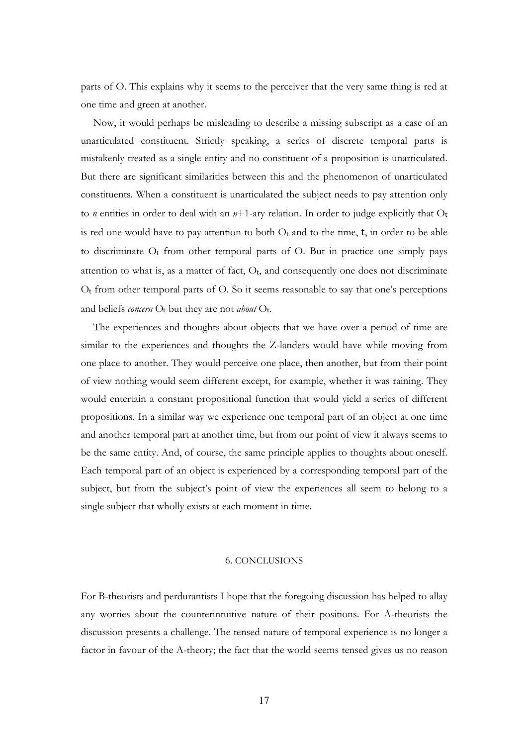parts of O. This explains why it seems to the perceiver that the very same thing is red at one time and green at another.

Now, it would perhaps be misleading to describe a missing subscript as a case of an unarticulated constituent. Strictly speaking, a series of discrete temporal parts is mistakenly treated as a single entity and no constituent of a proposition is unarticulated. But there are significant similarities between this and the phenomenon of unarticulated constituents. When a constituent is unarticulated the subject needs to pay attention only to $n$ entities in order to deal with an $n$+1-ary relation. In order to judge explicitly that $O_t$ is red one would have to pay attention to both $O_t$ and to the time, t, in order to be able to discriminate $O_t$ from other temporal parts of O. But in practice one simply pays attention to what is, as a matter of fact, $O_t$, and consequently one does not discriminate $O_t$ from other temporal parts of O. So it seems reasonable to say that one's perceptions and beliefs *concern* $O_t$ but they are not *about* $O_t$.

The experiences and thoughts about objects that we have over a period of time are similar to the experiences and thoughts the Z-landers would have while moving from one place to another. They would perceive one place, then another, but from their point of view nothing would seem different except, for example, whether it was raining. They would entertain a constant propositional function that would yield a series of different propositions. In a similar way we experience one temporal part of an object at one time and another temporal part at another time, but from our point of view it always seems to be the same entity. And, of course, the same principle applies to thoughts about oneself. Each temporal part of an object is experienced by a corresponding temporal part of the subject, but from the subject's point of view the experiences all seem to belong to a single subject that wholly exists at each moment in time.

## 6. CONCLUSIONS

For B-theorists and perdurantists I hope that the foregoing discussion has helped to allay any worries about the counterintuitive nature of their positions. For A-theorists the discussion presents a challenge. The tensed nature of temporal experience is no longer a factor in favour of the A-theory; the fact that the world seems tensed gives us no reason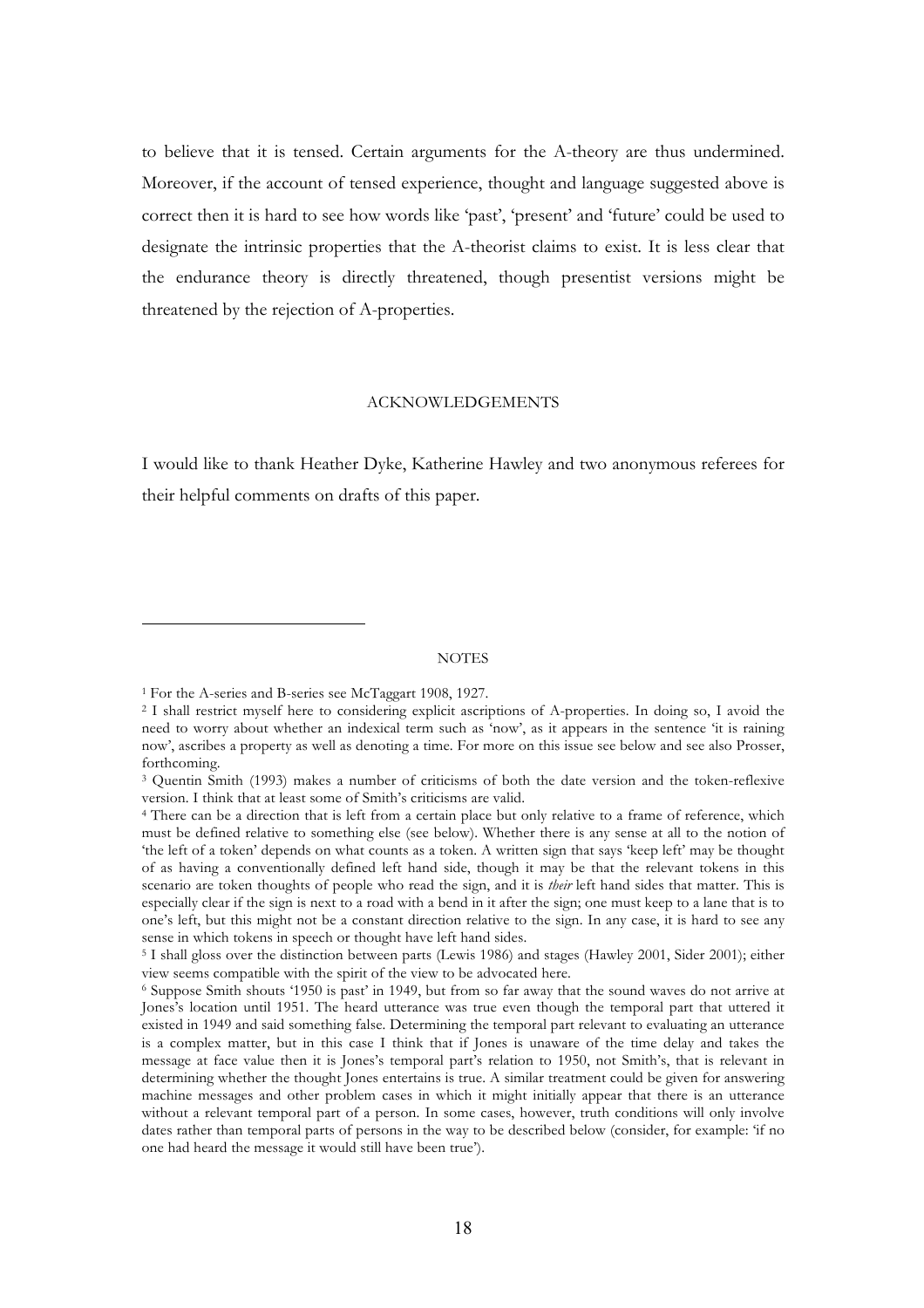to believe that it is tensed. Certain arguments for the A-theory are thus undermined. Moreover, if the account of tensed experience, thought and language suggested above is correct then it is hard to see how words like 'past', 'present' and 'future' could be used to designate the intrinsic properties that the A-theorist claims to exist. It is less clear that the endurance theory is directly threatened, though presentist versions might be threatened by the rejection of A-properties.

## ACKNOWLEDGEMENTS

I would like to thank Heather Dyke, Katherine Hawley and two anonymous referees for their helpful comments on drafts of this paper.

## NOTES

[1] For the A-series and B-series see McTaggart 1908, 1927.

[2] I shall restrict myself here to considering explicit ascriptions of A-properties. In doing so, I avoid the need to worry about whether an indexical term such as 'now', as it appears in the sentence 'it is raining now', ascribes a property as well as denoting a time. For more on this issue see below and see also Prosser, forthcoming.

[3] Quentin Smith (1993) makes a number of criticisms of both the date version and the token-reflexive version. I think that at least some of Smith's criticisms are valid.

[4] There can be a direction that is left from a certain place but only relative to a frame of reference, which must be defined relative to something else (see below). Whether there is any sense at all to the notion of 'the left of a token' depends on what counts as a token. A written sign that says 'keep left' may be thought of as having a conventionally defined left hand side, though it may be that the relevant tokens in this scenario are token thoughts of people who read the sign, and it is *their* left hand sides that matter. This is especially clear if the sign is next to a road with a bend in it after the sign; one must keep to a lane that is to one's left, but this might not be a constant direction relative to the sign. In any case, it is hard to see any sense in which tokens in speech or thought have left hand sides.

[5] I shall gloss over the distinction between parts (Lewis 1986) and stages (Hawley 2001, Sider 2001); either view seems compatible with the spirit of the view to be advocated here.

[6] Suppose Smith shouts '1950 is past' in 1949, but from so far away that the sound waves do not arrive at Jones's location until 1951. The heard utterance was true even though the temporal part that uttered it existed in 1949 and said something false. Determining the temporal part relevant to evaluating an utterance is a complex matter, but in this case I think that if Jones is unaware of the time delay and takes the message at face value then it is Jones's temporal part's relation to 1950, not Smith's, that is relevant in determining whether the thought Jones entertains is true. A similar treatment could be given for answering machine messages and other problem cases in which it might initially appear that there is an utterance without a relevant temporal part of a person. In some cases, however, truth conditions will only involve dates rather than temporal parts of persons in the way to be described below (consider, for example: 'if no one had heard the message it would still have been true').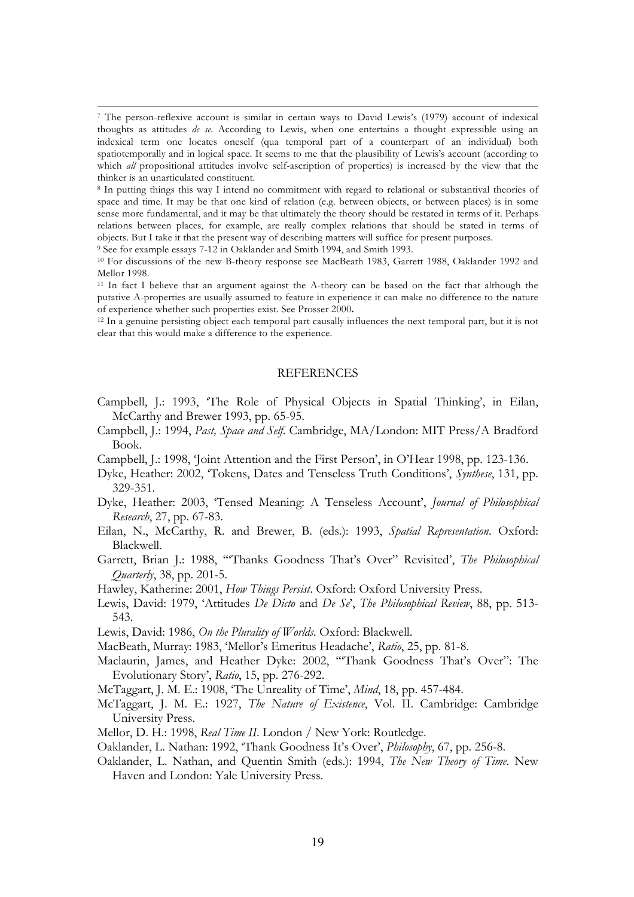[7] The person-reflexive account is similar in certain ways to David Lewis's (1979) account of indexical thoughts as attitudes *de se*. According to Lewis, when one entertains a thought expressible using an indexical term one locates oneself (qua temporal part of a counterpart of an individual) both spatiotemporally and in logical space. It seems to me that the plausibility of Lewis's account (according to which *all* propositional attitudes involve self-ascription of properties) is increased by the view that the thinker is an unarticulated constituent.

[8] In putting things this way I intend no commitment with regard to relational or substantival theories of space and time. It may be that one kind of relation (e.g. between objects, or between places) is in some sense more fundamental, and it may be that ultimately the theory should be restated in terms of it. Perhaps relations between places, for example, are really complex relations that should be stated in terms of objects. But I take it that the present way of describing matters will suffice for present purposes.

[9] See for example essays 7-12 in Oaklander and Smith 1994, and Smith 1993.

[10] For discussions of the new B-theory response see MacBeath 1983, Garrett 1988, Oaklander 1992 and Mellor 1998.

[11] In fact I believe that an argument against the A-theory can be based on the fact that although the putative A-properties are usually assumed to feature in experience it can make no difference to the nature of experience whether such properties exist. See Prosser 2000**.**

[12] In a genuine persisting object each temporal part causally influences the next temporal part, but it is not clear that this would make a difference to the experience.

## REFERENCES

Campbell, J.: 1993, 'The Role of Physical Objects in Spatial Thinking', in Eilan, McCarthy and Brewer 1993, pp. 65-95.

Campbell, J.: 1994, *Past, Space and Self*. Cambridge, MA/London: MIT Press/A Bradford Book.

Campbell, J.: 1998, 'Joint Attention and the First Person', in O'Hear 1998, pp. 123-136.

Dyke, Heather: 2002, 'Tokens, Dates and Tenseless Truth Conditions', *Synthese*, 131, pp. 329-351.

Dyke, Heather: 2003, 'Tensed Meaning: A Tenseless Account', *Journal of Philosophical Research*, 27, pp. 67-83.

Eilan, N., McCarthy, R. and Brewer, B. (eds.): 1993, *Spatial Representation*. Oxford: Blackwell.

Garrett, Brian J.: 1988, '"Thanks Goodness That's Over" Revisited', *The Philosophical Quarterly*, 38, pp. 201-5.

Hawley, Katherine: 2001, *How Things Persist*. Oxford: Oxford University Press.

Lewis, David: 1979, 'Attitudes *De Dicto* and *De Se*', *The Philosophical Review*, 88, pp. 513-543.

Lewis, David: 1986, *On the Plurality of Worlds*. Oxford: Blackwell.

MacBeath, Murray: 1983, 'Mellor's Emeritus Headache', *Ratio*, 25, pp. 81-8.

Maclaurin, James, and Heather Dyke: 2002, '"Thank Goodness That's Over": The Evolutionary Story', *Ratio*, 15, pp. 276-292.

McTaggart, J. M. E.: 1908, 'The Unreality of Time', *Mind*, 18, pp. 457-484.

McTaggart, J. M. E.: 1927, *The Nature of Existence*, Vol. II. Cambridge: Cambridge University Press.

Mellor, D. H.: 1998, *Real Time II*. London / New York: Routledge.

Oaklander, L. Nathan: 1992, 'Thank Goodness It's Over', *Philosophy*, 67, pp. 256-8.

Oaklander, L. Nathan, and Quentin Smith (eds.): 1994, *The New Theory of Time*. New Haven and London: Yale University Press.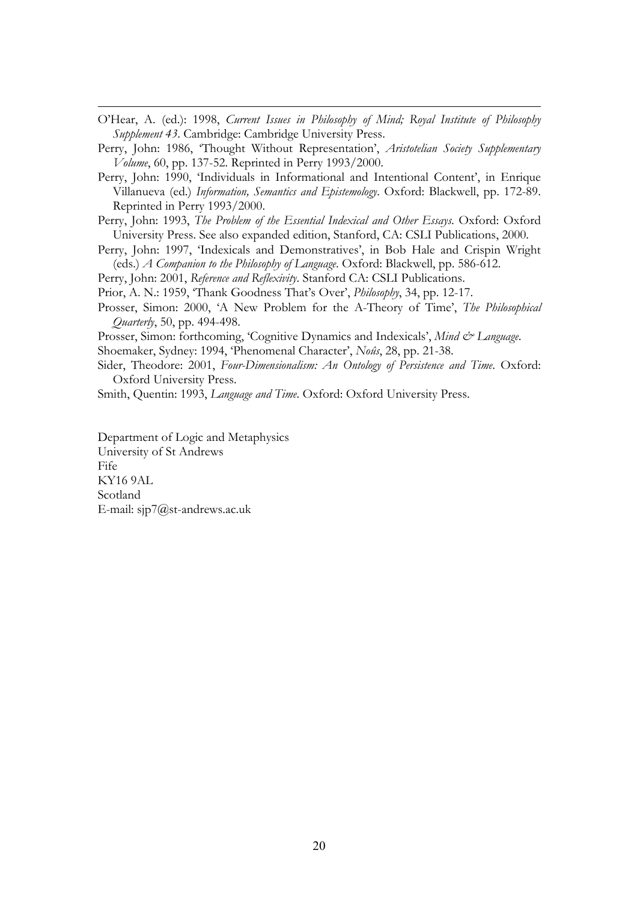O'Hear, A. (ed.): 1998, *Current Issues in Philosophy of Mind; Royal Institute of Philosophy Supplement 43*. Cambridge: Cambridge University Press.

Perry, John: 1986, 'Thought Without Representation', *Aristotelian Society Supplementary Volume*, 60, pp. 137-52. Reprinted in Perry 1993/2000.

Perry, John: 1990, 'Individuals in Informational and Intentional Content', in Enrique Villanueva (ed.) *Information, Semantics and Epistemology*. Oxford: Blackwell, pp. 172-89. Reprinted in Perry 1993/2000.

Perry, John: 1993, *The Problem of the Essential Indexical and Other Essays*. Oxford: Oxford University Press. See also expanded edition, Stanford, CA: CSLI Publications, 2000.

Perry, John: 1997, 'Indexicals and Demonstratives', in Bob Hale and Crispin Wright (eds.) *A Companion to the Philosophy of Language*. Oxford: Blackwell, pp. 586-612.

Perry, John: 2001, *Reference and Reflexivity*. Stanford CA: CSLI Publications.

Prior, A. N.: 1959, 'Thank Goodness That's Over', *Philosophy*, 34, pp. 12-17.

Prosser, Simon: 2000, 'A New Problem for the A-Theory of Time', *The Philosophical Quarterly*, 50, pp. 494-498.

Prosser, Simon: forthcoming, 'Cognitive Dynamics and Indexicals', *Mind & Language*.

Shoemaker, Sydney: 1994, 'Phenomenal Character', *Noûs*, 28, pp. 21-38.

Sider, Theodore: 2001, *Four-Dimensionalism: An Ontology of Persistence and Time*. Oxford: Oxford University Press.

Smith, Quentin: 1993, *Language and Time*. Oxford: Oxford University Press.

Department of Logic and Metaphysics
University of St Andrews
Fife
KY16 9AL
Scotland
E-mail: sjp7@st-andrews.ac.uk